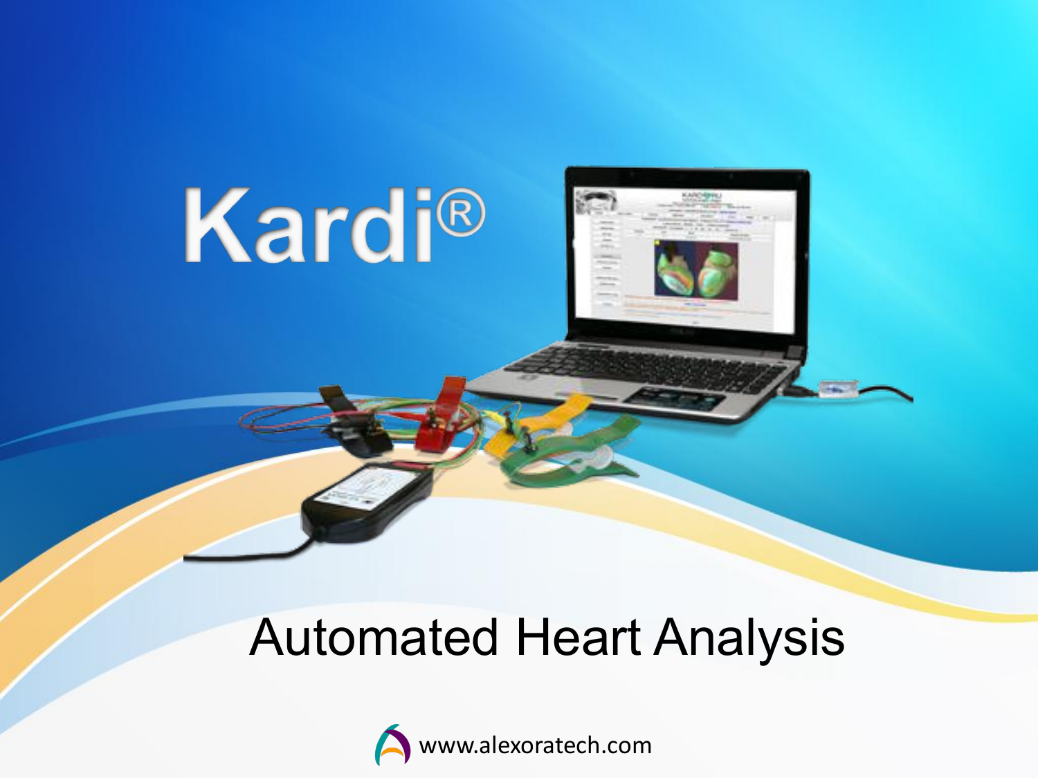# Kardi®

## Automated Heart Analysis

www.alexoratech.com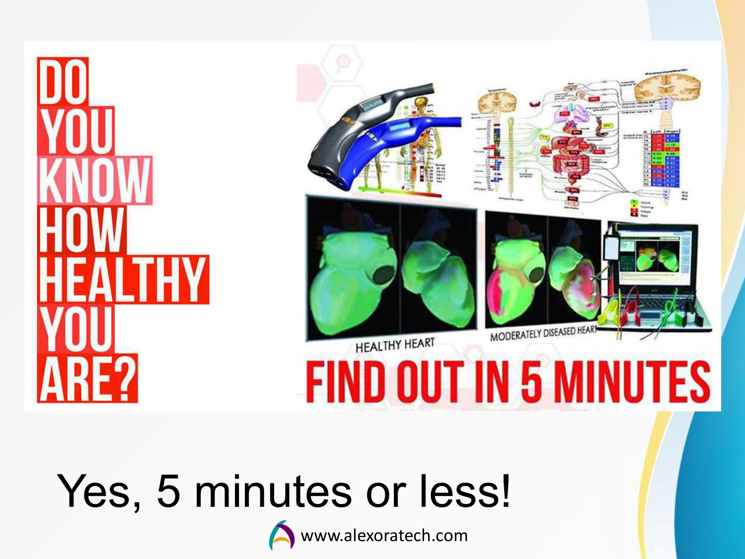# DO YOU KNOW HOW HEALTHY YOU ARE?

HEALTHY HEART

MODERATELY DISEASED HEART

## FIND OUT IN 5 MINUTES

Yes, 5 minutes or less!

www.alexoratech.com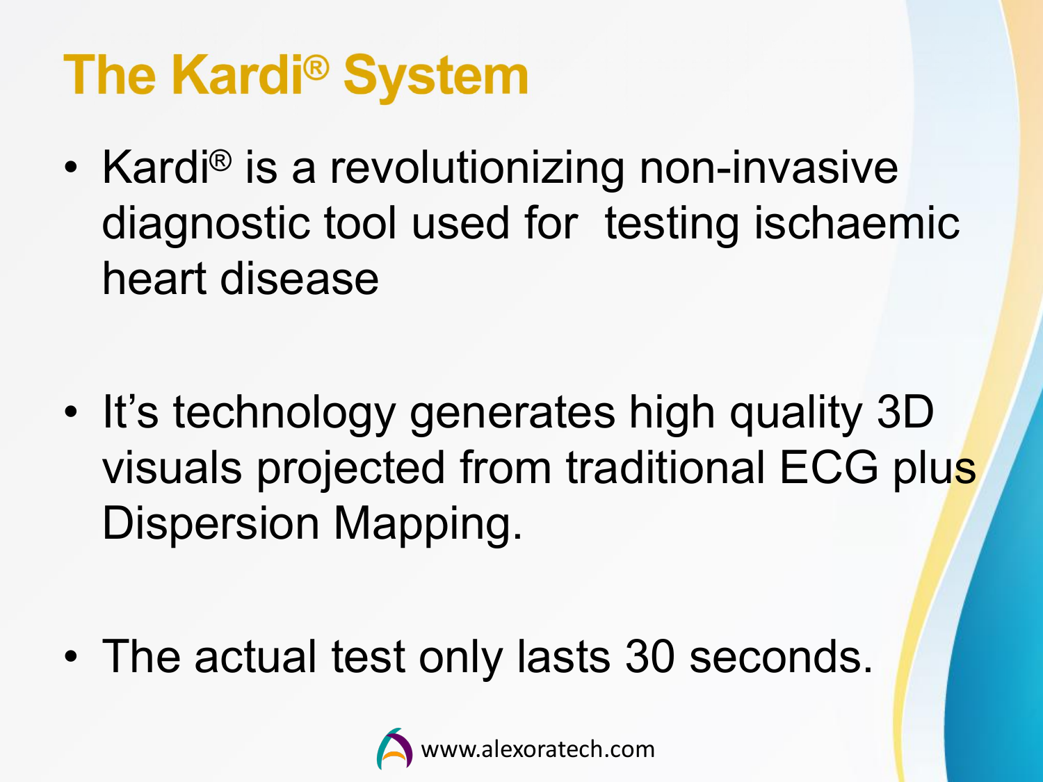# The Kardi® System

- Kardi® is a revolutionizing non-invasive diagnostic tool used for testing ischaemic heart disease
- It's technology generates high quality 3D visuals projected from traditional ECG plus Dispersion Mapping.
- The actual test only lasts 30 seconds.

www.alexoratech.com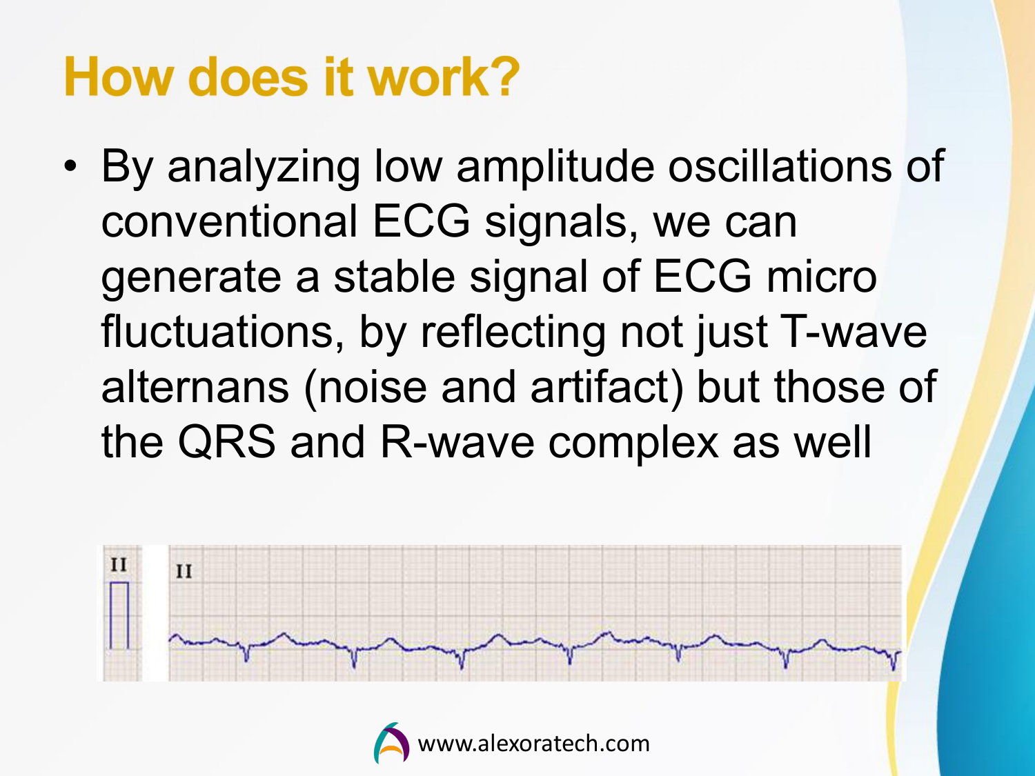# How does it work?

- By analyzing low amplitude oscillations of conventional ECG signals, we can generate a stable signal of ECG micro fluctuations, by reflecting not just T-wave alternans (noise and artifact) but those of the QRS and R-wave complex as well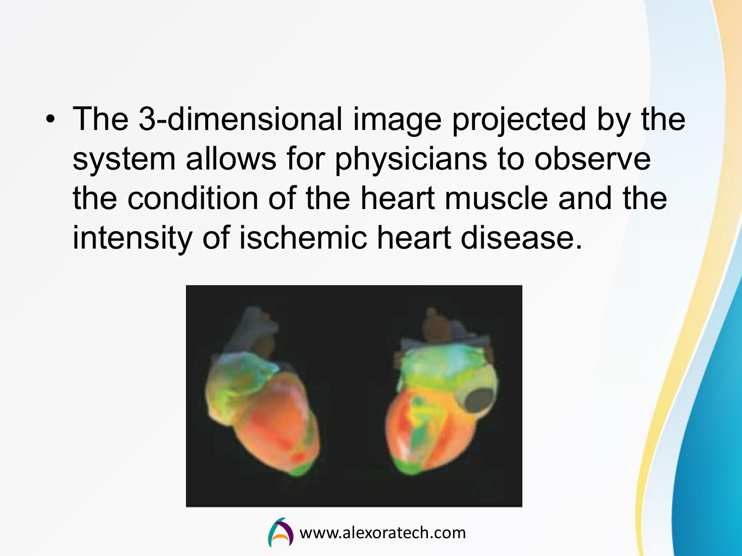- The 3-dimensional image projected by the system allows for physicians to observe the condition of the heart muscle and the intensity of ischemic heart disease.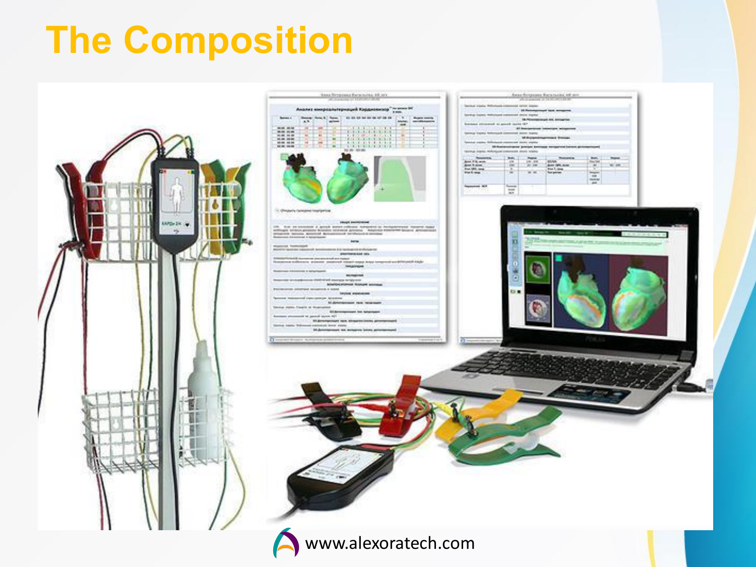# The Composition

www.alexoratech.com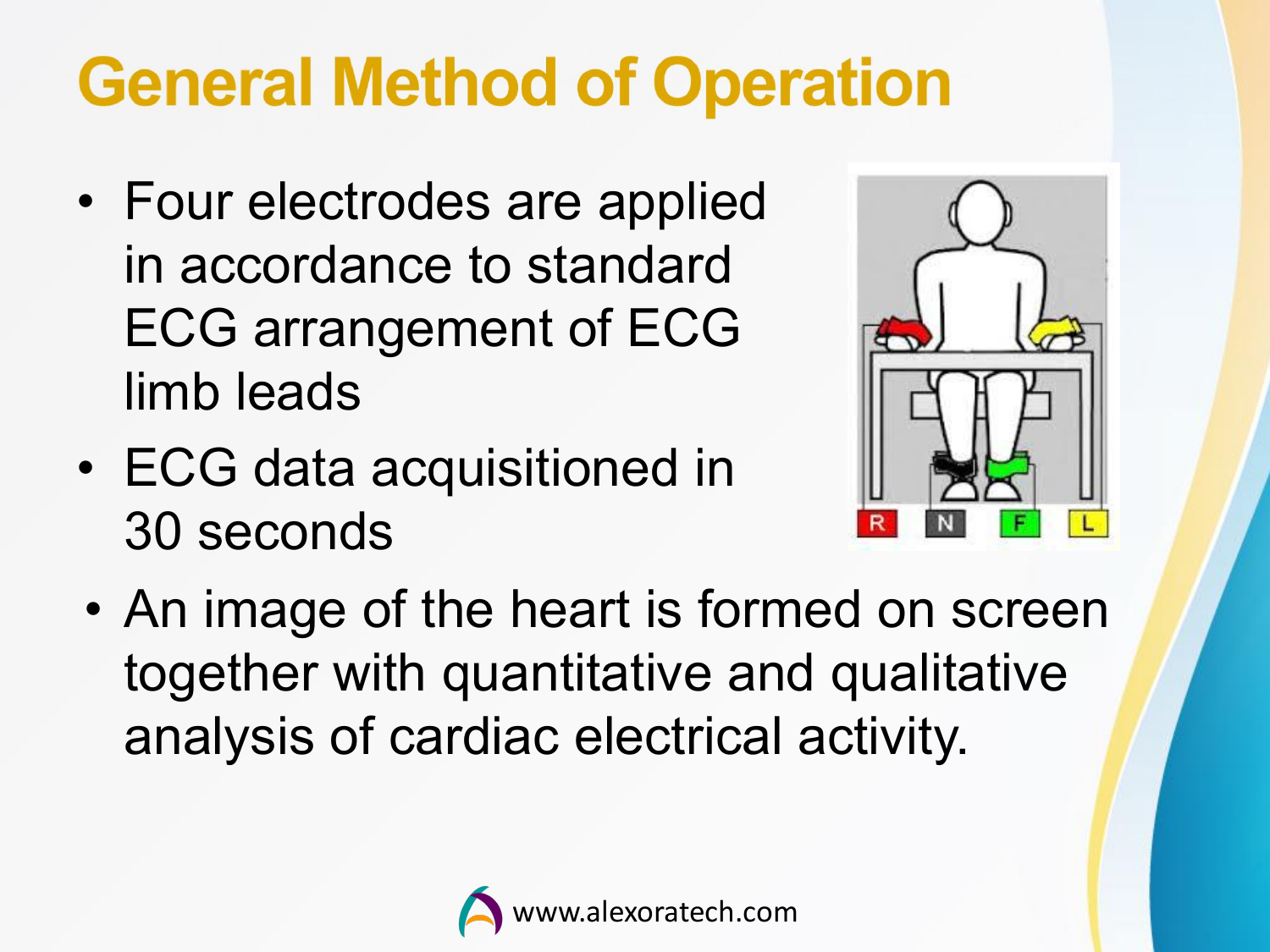# General Method of Operation

- Four electrodes are applied in accordance to standard ECG arrangement of ECG limb leads
- ECG data acquisitioned in 30 seconds
- An image of the heart is formed on screen together with quantitative and qualitative analysis of cardiac electrical activity.

www.alexoratech.com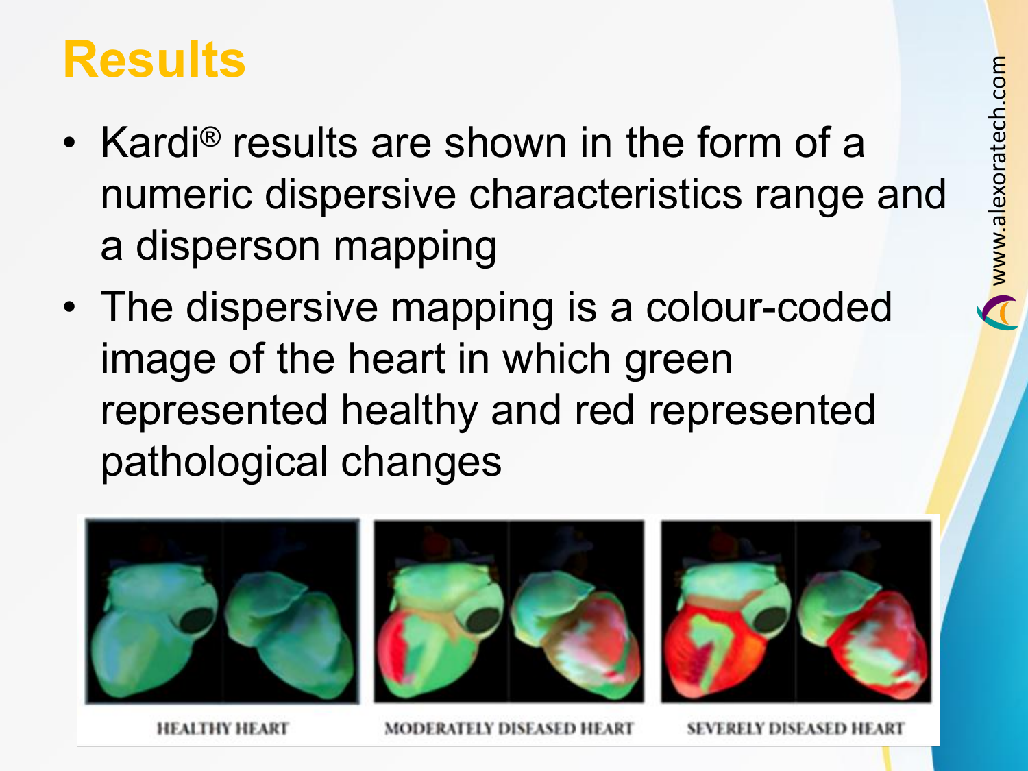# Results

- Kardi® results are shown in the form of a numeric dispersive characteristics range and a disperson mapping
- The dispersive mapping is a colour-coded image of the heart in which green represented healthy and red represented pathological changes

HEALTHY HEART

MODERATELY DISEASED HEART

SEVERELY DISEASED HEART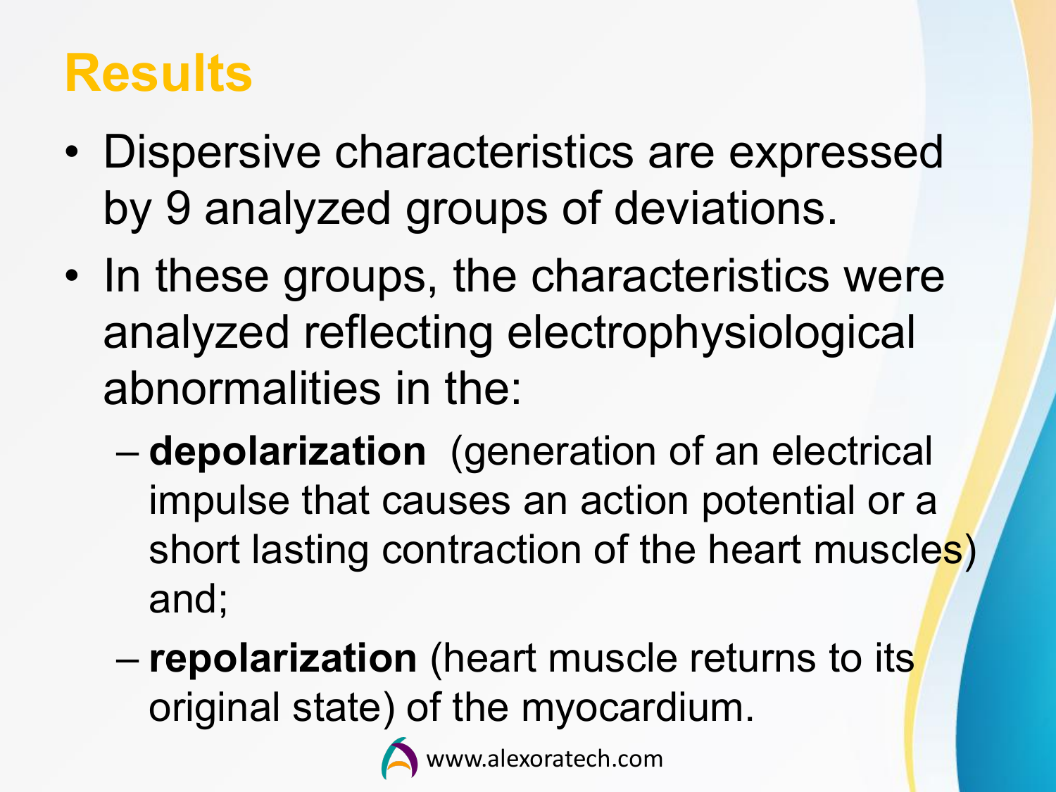# Results

- Dispersive characteristics are expressed by 9 analyzed groups of deviations.
- In these groups, the characteristics were analyzed reflecting electrophysiological abnormalities in the:
  - **depolarization** (generation of an electrical impulse that causes an action potential or a short lasting contraction of the heart muscles) and;
  - **repolarization** (heart muscle returns to its original state) of the myocardium.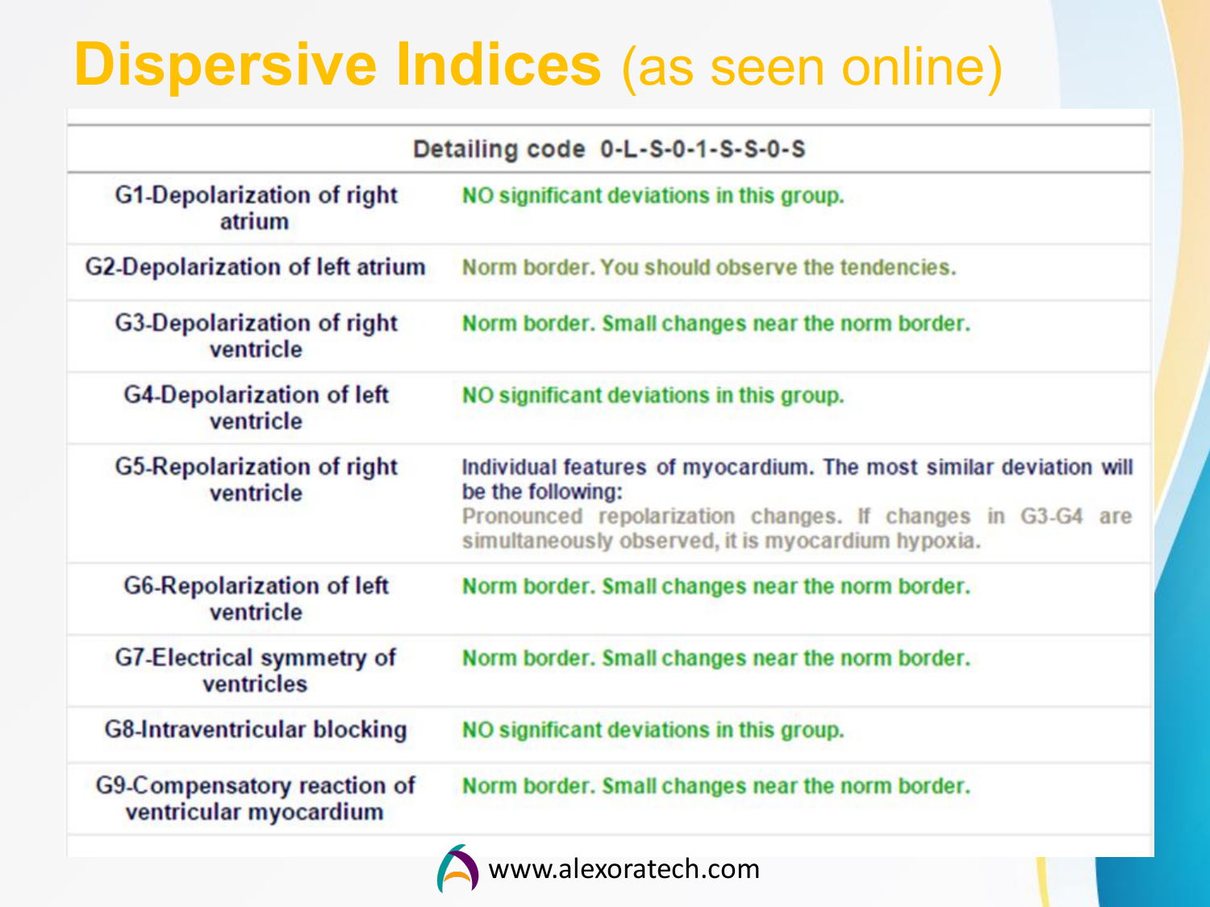# **Dispersive Indices** (as seen online)

| Detailing code 0-L-S-0-1-S-S-0-S | |
|---|---|
| G1-Depolarization of right atrium | NO significant deviations in this group. |
| G2-Depolarization of left atrium | Norm border. You should observe the tendencies. |
| G3-Depolarization of right ventricle | Norm border. Small changes near the norm border. |
| G4-Depolarization of left ventricle | NO significant deviations in this group. |
| G5-Repolarization of right ventricle | Individual features of myocardium. The most similar deviation will be the following: Pronounced repolarization changes. If changes in G3-G4 are simultaneously observed, it is myocardium hypoxia. |
| G6-Repolarization of left ventricle | Norm border. Small changes near the norm border. |
| G7-Electrical symmetry of ventricles | Norm border. Small changes near the norm border. |
| G8-Intraventricular blocking | NO significant deviations in this group. |
| G9-Compensatory reaction of ventricular myocardium | Norm border. Small changes near the norm border. |

www.alexoratech.com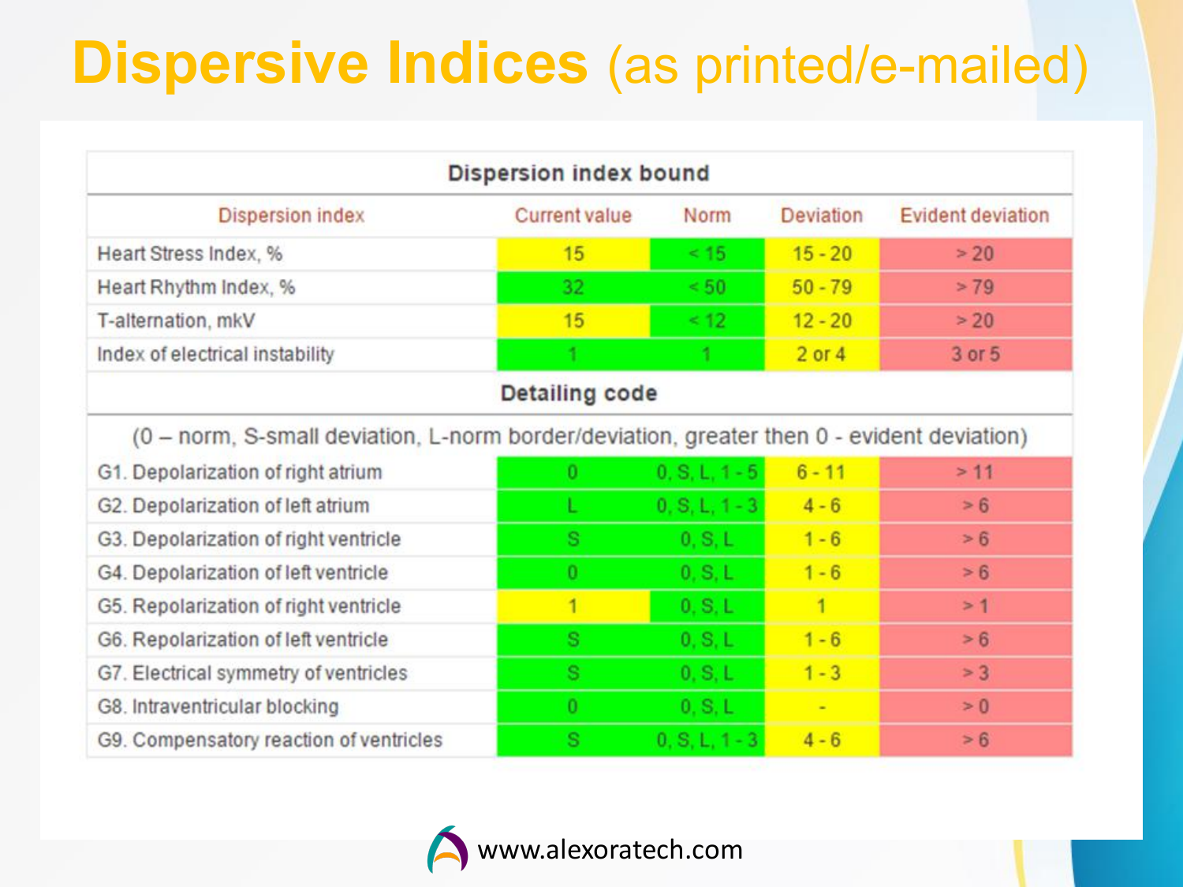# Dispersive Indices (as printed/e-mailed)

| Dispersion index bound | | | | |
|---|---|---|---|---|
| Dispersion index | Current value | Norm | Deviation | Evident deviation |
| Heart Stress Index, % | 15 | < 15 | 15 - 20 | > 20 |
| Heart Rhythm Index, % | 32 | < 50 | 50 - 79 | > 79 |
| T-alternation, mkV | 15 | < 12 | 12 - 20 | > 20 |
| Index of electrical instability | 1 | 1 | 2 or 4 | 3 or 5 |
| **Detailing code** | | | | |
| (0 – norm, S-small deviation, L-norm border/deviation, greater then 0 - evident deviation) | | | | |
| G1. Depolarization of right atrium | 0 | 0, S, L, 1 - 5 | 6 - 11 | > 11 |
| G2. Depolarization of left atrium | L | 0, S, L, 1 - 3 | 4 - 6 | > 6 |
| G3. Depolarization of right ventricle | S | 0, S, L | 1 - 6 | > 6 |
| G4. Depolarization of left ventricle | 0 | 0, S, L | 1 - 6 | > 6 |
| G5. Repolarization of right ventricle | 1 | 0, S, L | 1 | > 1 |
| G6. Repolarization of left ventricle | S | 0, S, L | 1 - 6 | > 6 |
| G7. Electrical symmetry of ventricles | S | 0, S, L | 1 - 3 | > 3 |
| G8. Intraventricular blocking | 0 | 0, S, L | - | > 0 |
| G9. Compensatory reaction of ventricles | S | 0, S, L, 1 - 3 | 4 - 6 | > 6 |

www.alexoratech.com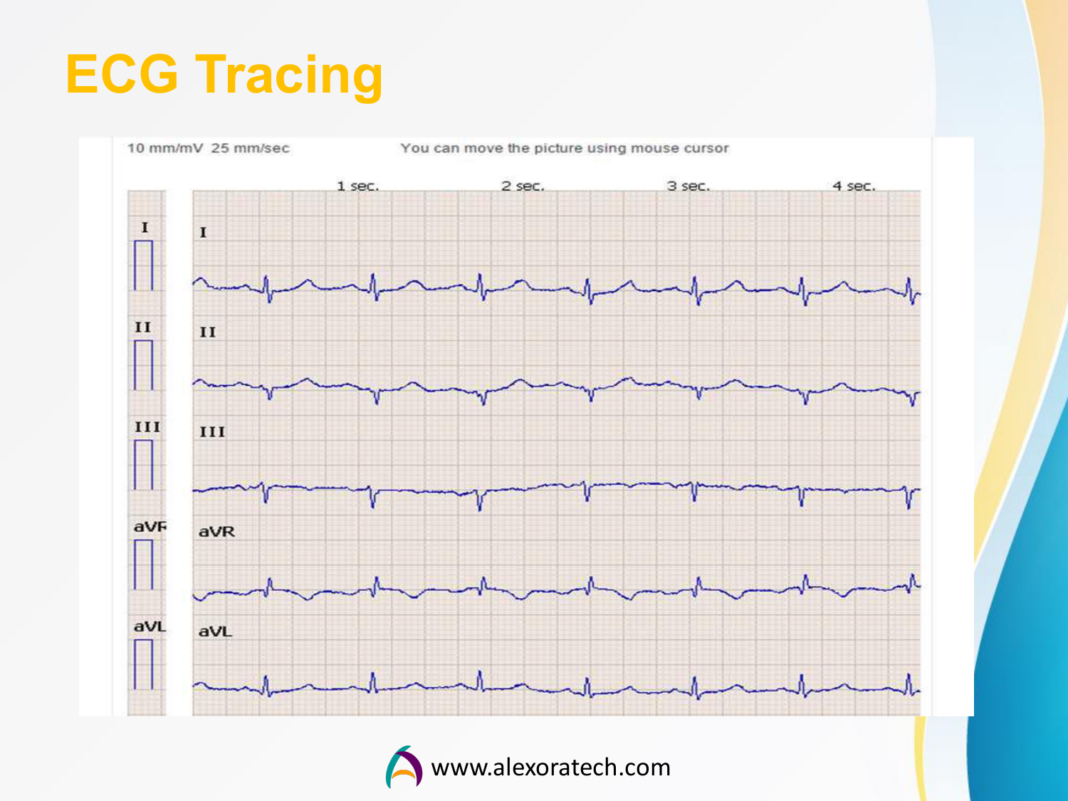# ECG Tracing

10 mm/mV 25 mm/sec

You can move the picture using mouse cursor

1 sec. 2 sec. 3 sec. 4 sec.

I

II

III

aVR

aVL

www.alexoratech.com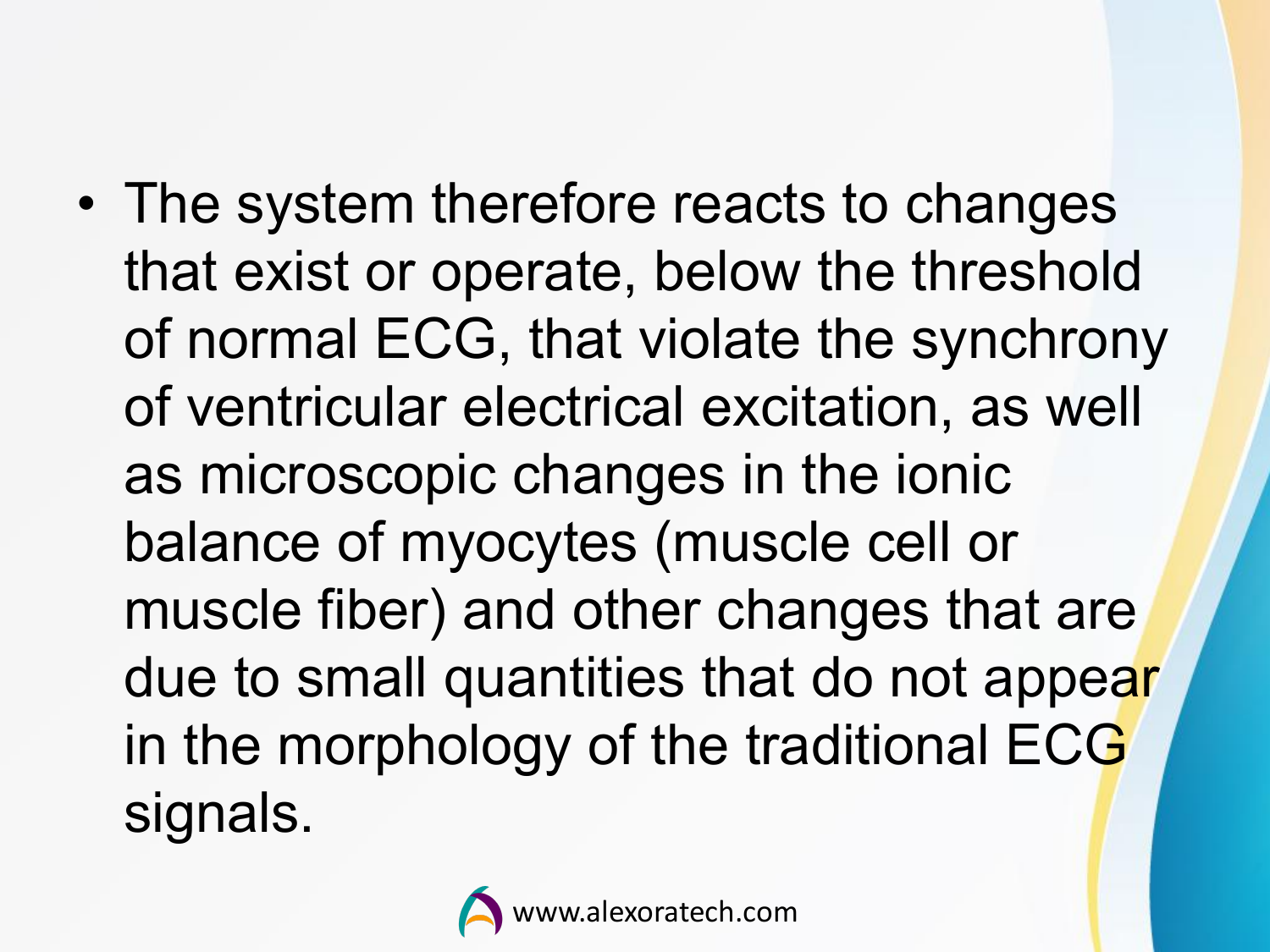- The system therefore reacts to changes that exist or operate, below the threshold of normal ECG, that violate the synchrony of ventricular electrical excitation, as well as microscopic changes in the ionic balance of myocytes (muscle cell or muscle fiber) and other changes that are due to small quantities that do not appear in the morphology of the traditional ECG signals.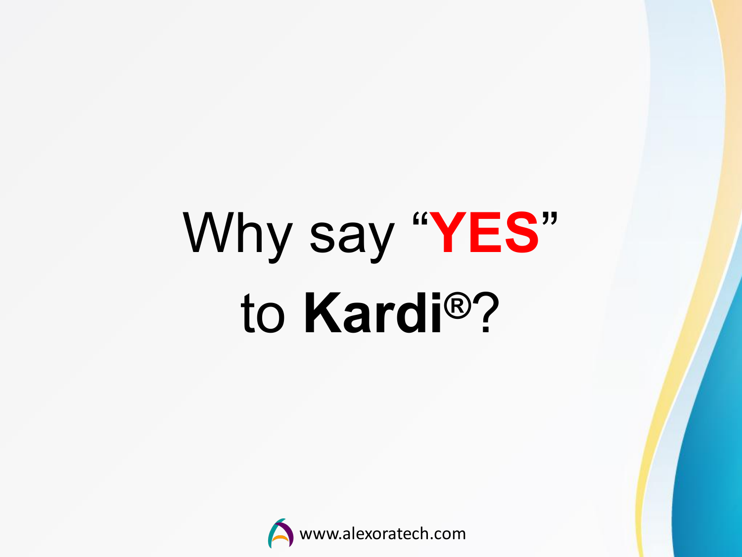# Why say "**YES**" to **Kardi®**?

www.alexoratech.com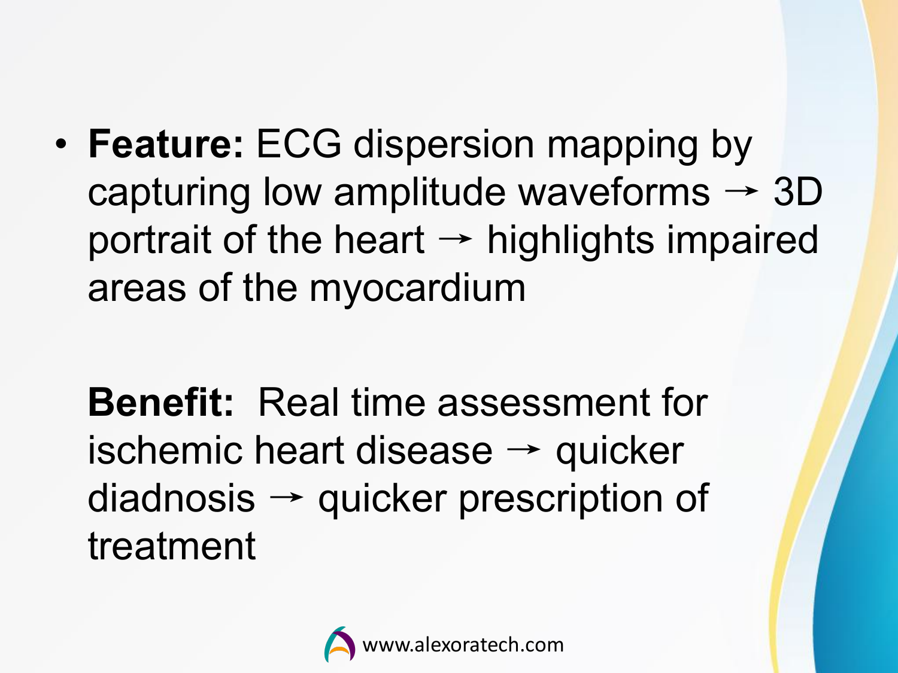- **Feature:** ECG dispersion mapping by capturing low amplitude waveforms → 3D portrait of the heart → highlights impaired areas of the myocardium

  **Benefit:** Real time assessment for ischemic heart disease → quicker diadnosis → quicker prescription of treatment

www.alexoratech.com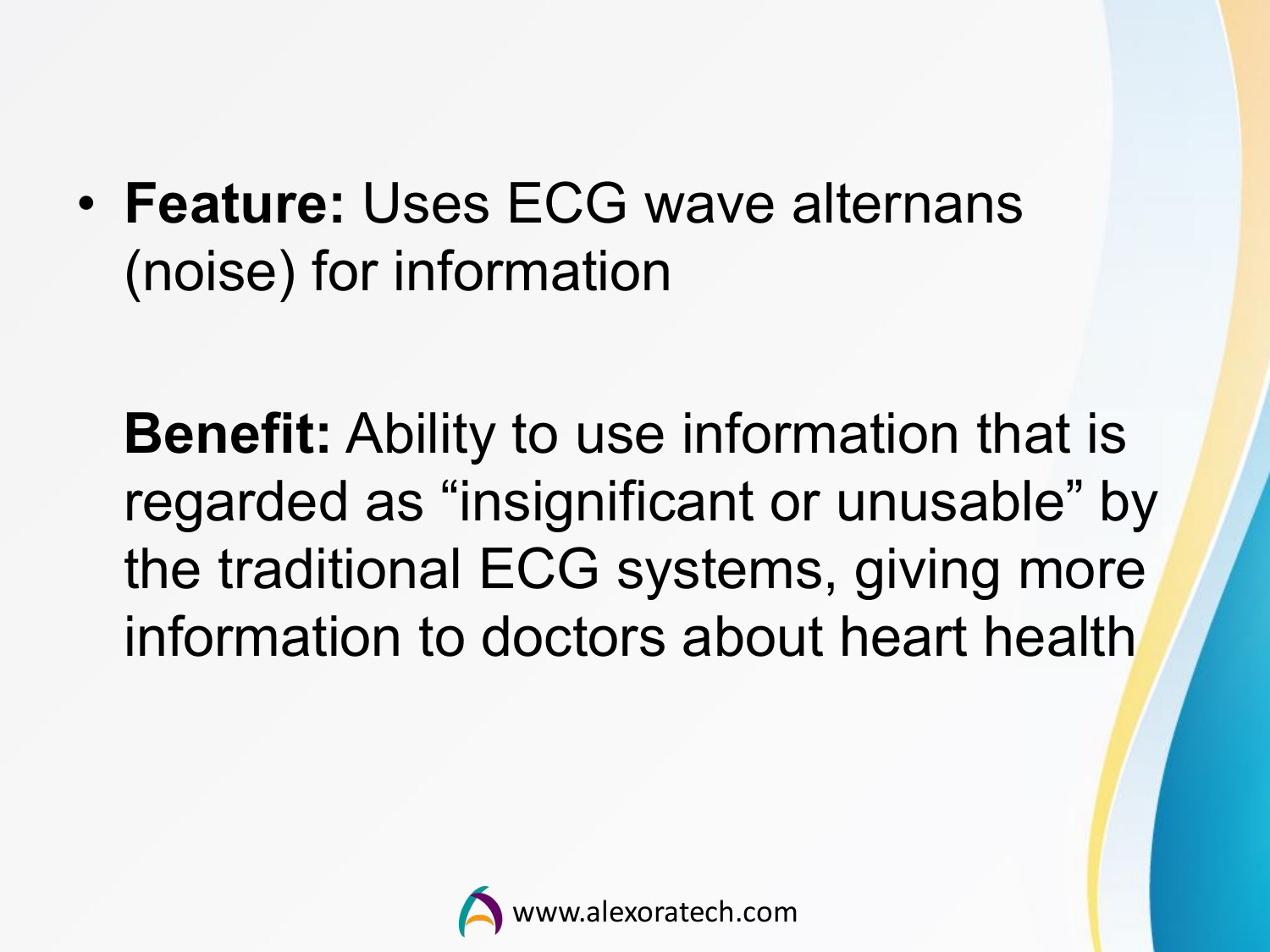- **Feature:** Uses ECG wave alternans (noise) for information

  **Benefit:** Ability to use information that is regarded as “insignificant or unusable” by the traditional ECG systems, giving more information to doctors about heart health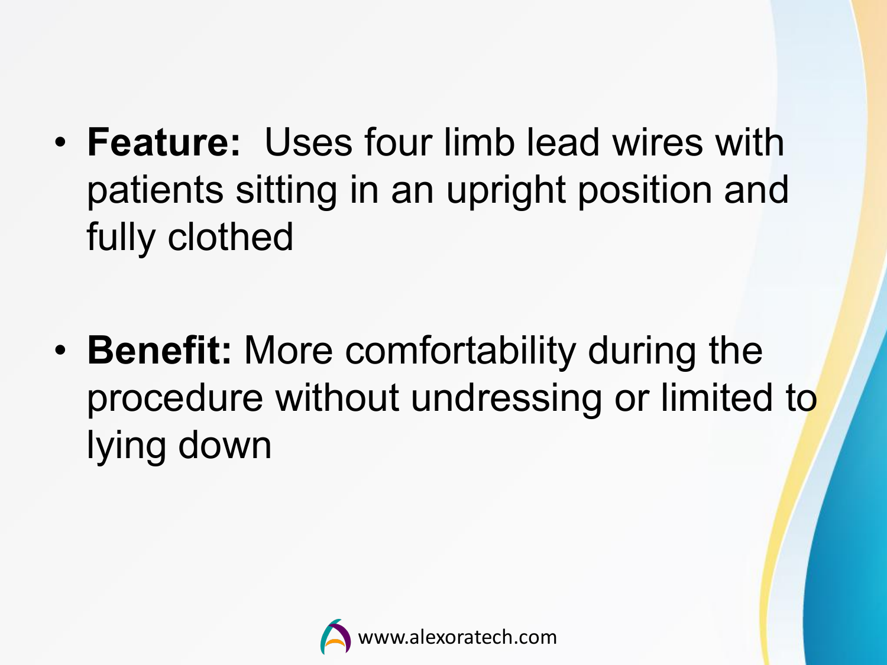- **Feature:** Uses four limb lead wires with patients sitting in an upright position and fully clothed

- **Benefit:** More comfortability during the procedure without undressing or limited to lying down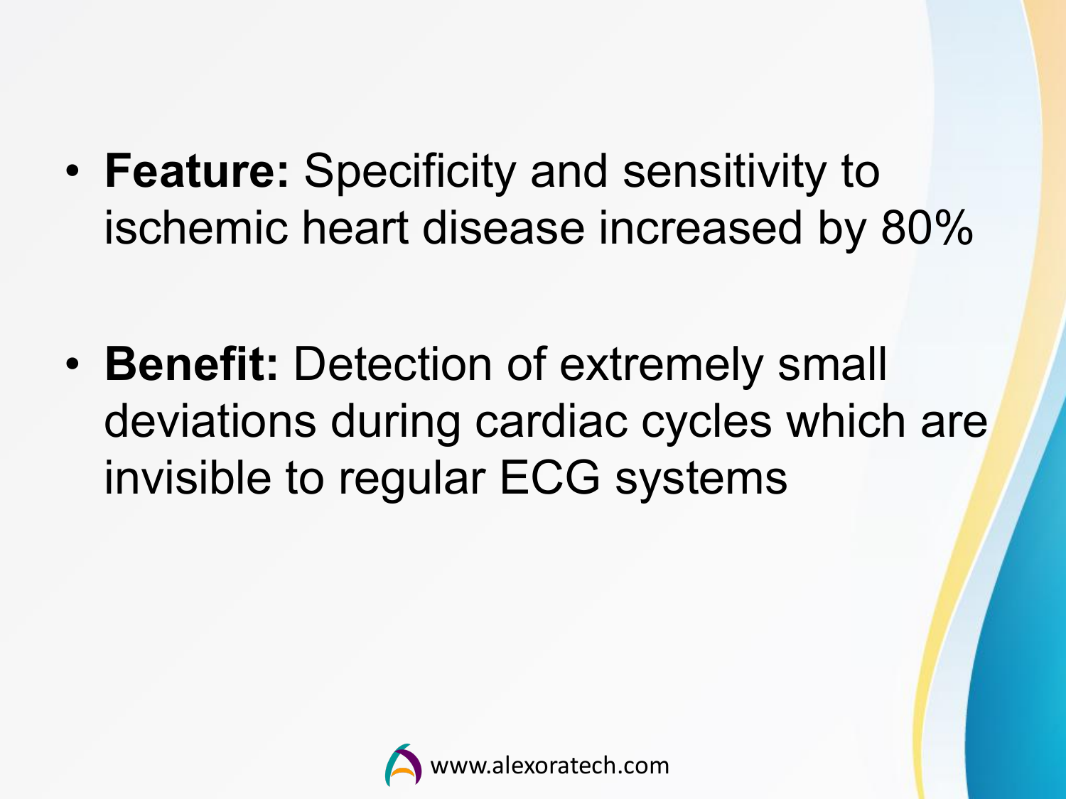- **Feature:** Specificity and sensitivity to ischemic heart disease increased by 80%

- **Benefit:** Detection of extremely small deviations during cardiac cycles which are invisible to regular ECG systems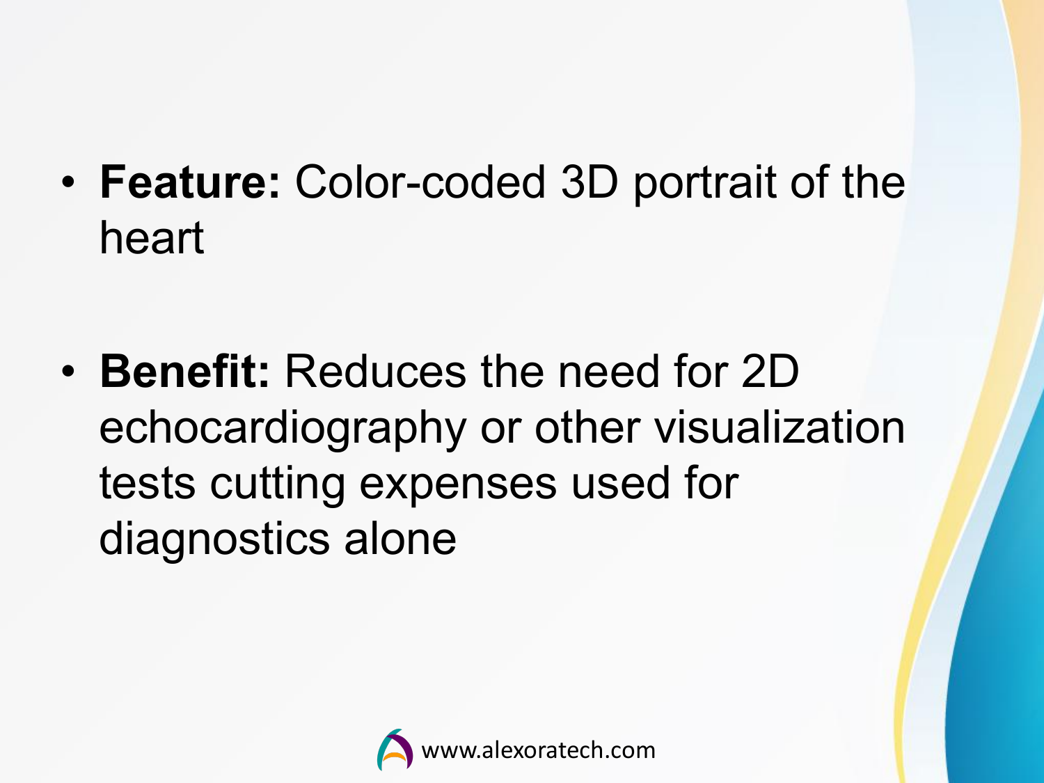- **Feature:** Color-coded 3D portrait of the heart

- **Benefit:** Reduces the need for 2D echocardiography or other visualization tests cutting expenses used for diagnostics alone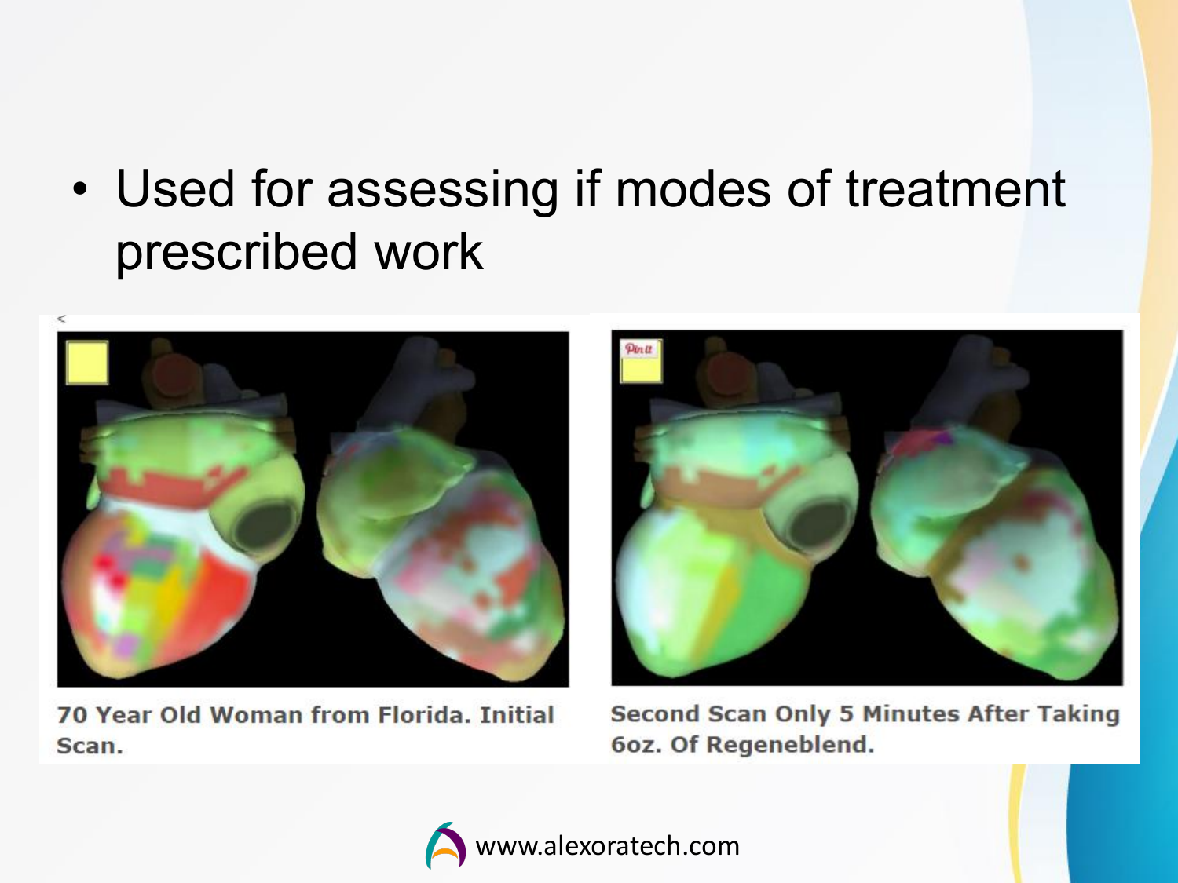- Used for assessing if modes of treatment prescribed work

70 Year Old Woman from Florida. Initial Scan.

Second Scan Only 5 Minutes After Taking 6oz. Of Regeneblend.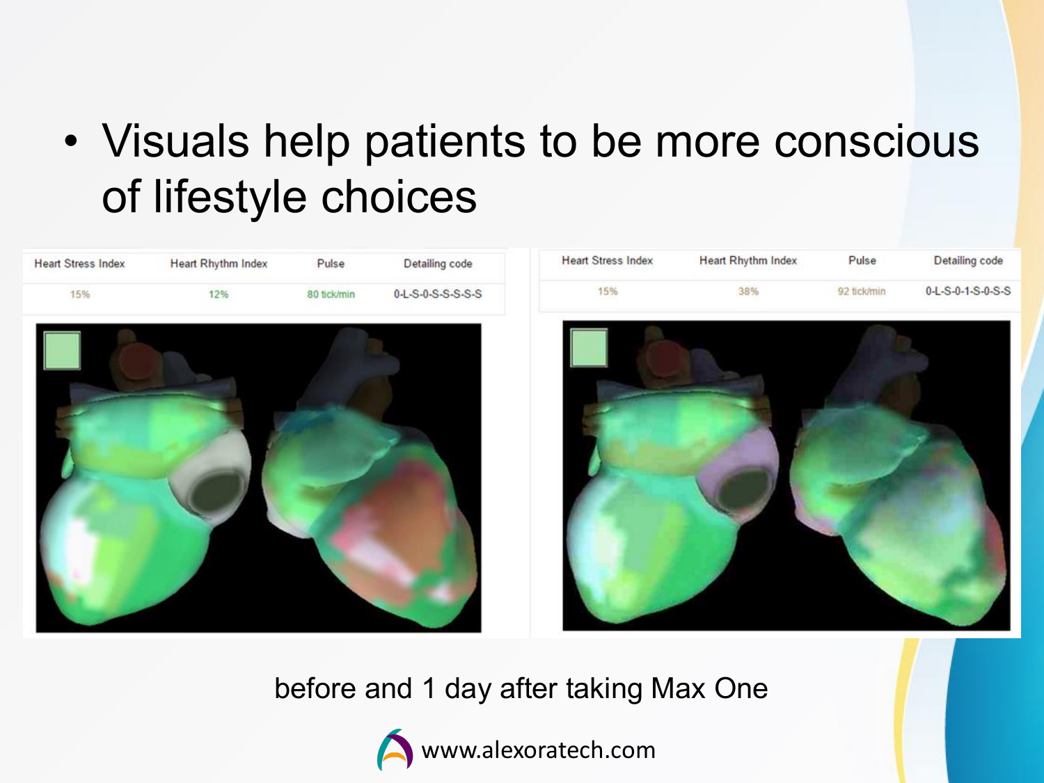- Visuals help patients to be more conscious of lifestyle choices

| Heart Stress Index | Heart Rhythm Index | Pulse | Detailing code |
| --- | --- | --- | --- |
| 15% | 12% | 80 tick/min | 0-L-S-0-S-S-S-S |

| Heart Stress Index | Heart Rhythm Index | Pulse | Detailing code |
| --- | --- | --- | --- |
| 15% | 38% | 92 tick/min | 0-L-S-0-1-S-0-S-S |

before and 1 day after taking Max One

www.alexoratech.com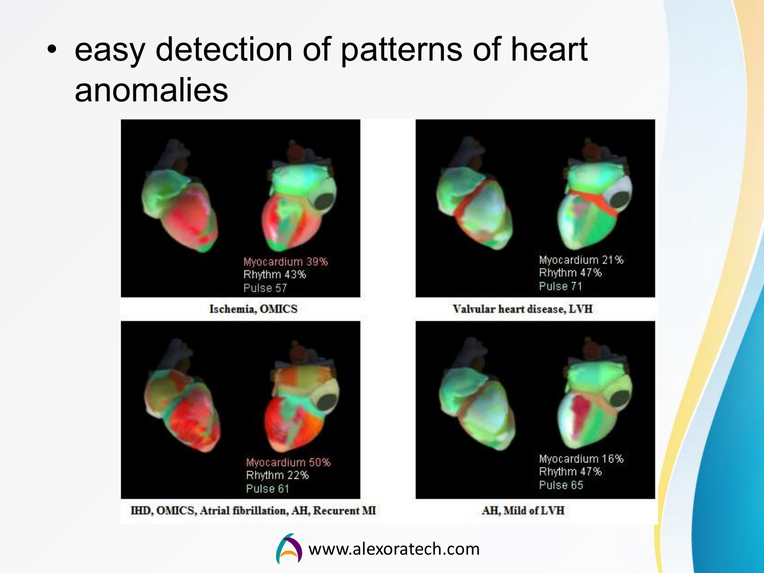- easy detection of patterns of heart anomalies

Myocardium 39%
Rhythm 43%
Pulse 57

Ischemia, OMICS

Myocardium 21%
Rhythm 47%
Pulse 71

Valvular heart disease, LVH

Myocardium 50%
Rhythm 22%
Pulse 61

IHD, OMICS, Atrial fibrillation, AH, Recurent MI

Myocardium 16%
Rhythm 47%
Pulse 65

AH, Mild of LVH

www.alexoratech.com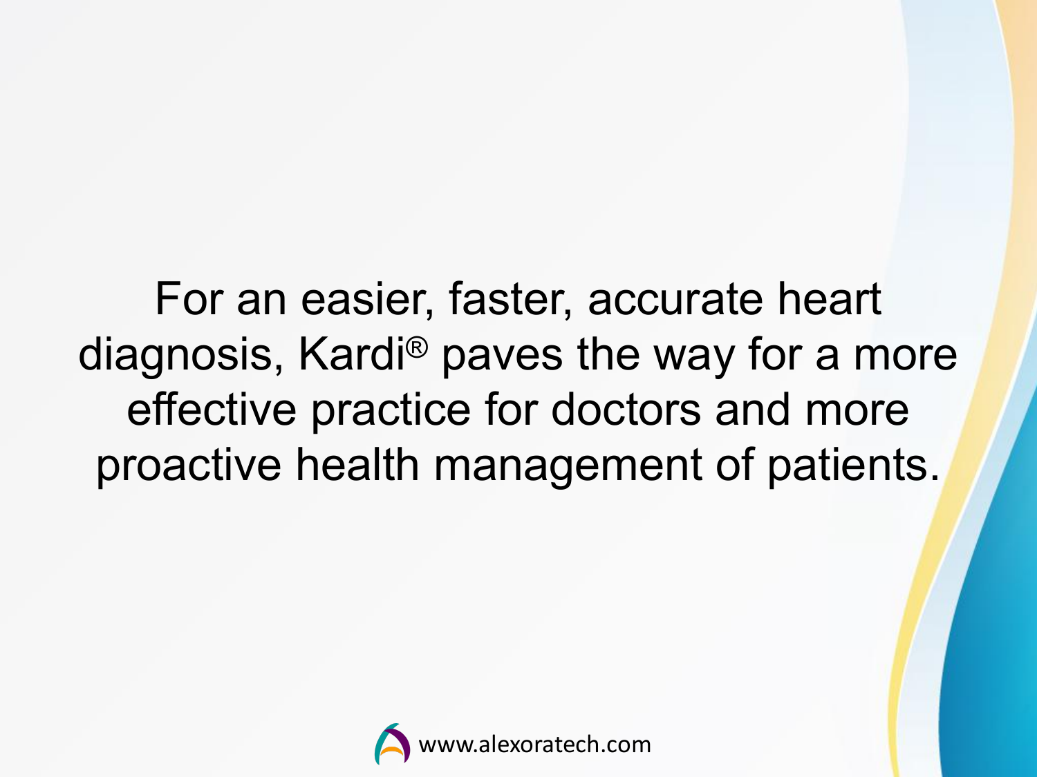For an easier, faster, accurate heart diagnosis, Kardi® paves the way for a more effective practice for doctors and more proactive health management of patients.

www.alexoratech.com